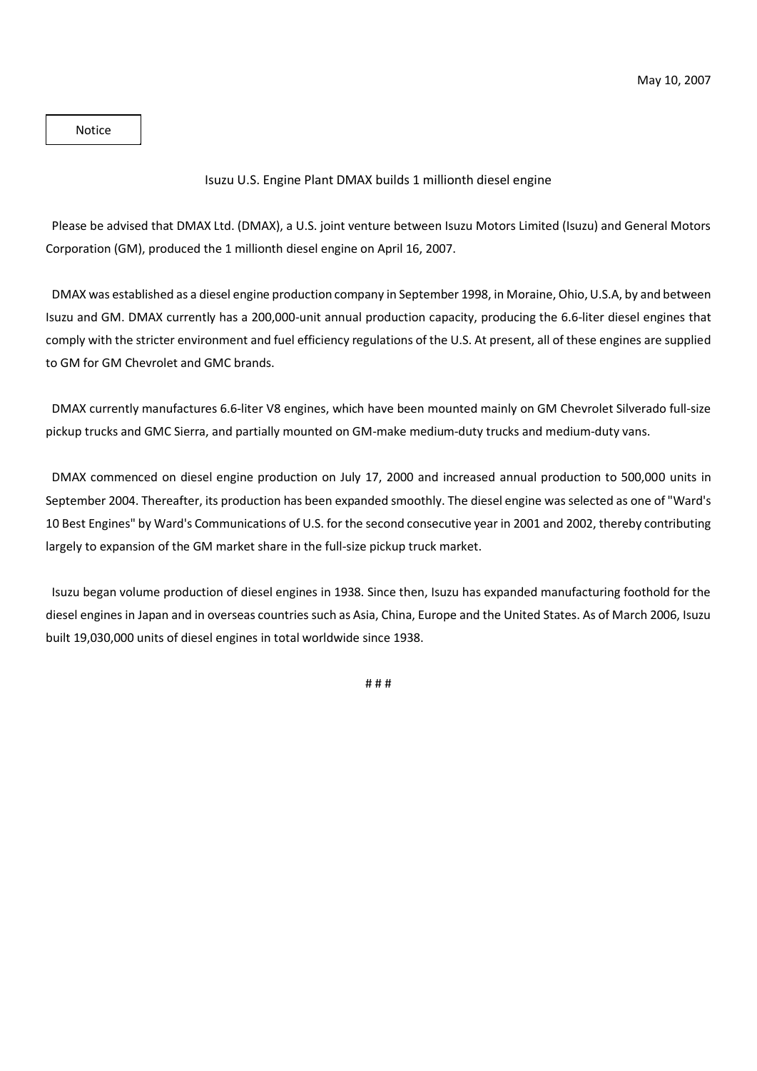May 10, 2007

Notice

## Isuzu U.S. Engine Plant DMAX builds 1 millionth diesel engine

Please be advised that DMAX Ltd. (DMAX), a U.S. joint venture between Isuzu Motors Limited (Isuzu) and General Motors Corporation (GM), produced the 1 millionth diesel engine on April 16, 2007.

DMAX was established as a diesel engine production company in September 1998, in Moraine, Ohio, U.S.A, by and between Isuzu and GM. DMAX currently has a 200,000-unit annual production capacity, producing the 6.6-liter diesel engines that comply with the stricter environment and fuel efficiency regulations of the U.S. At present, all of these engines are supplied to GM for GM Chevrolet and GMC brands.

DMAX currently manufactures 6.6-liter V8 engines, which have been mounted mainly on GM Chevrolet Silverado full-size pickup trucks and GMC Sierra, and partially mounted on GM-make medium-duty trucks and medium-duty vans.

DMAX commenced on diesel engine production on July 17, 2000 and increased annual production to 500,000 units in September 2004. Thereafter, its production has been expanded smoothly. The diesel engine was selected as one of "Ward's 10 Best Engines" by Ward's Communications of U.S. for the second consecutive year in 2001 and 2002, thereby contributing largely to expansion of the GM market share in the full-size pickup truck market.

Isuzu began volume production of diesel engines in 1938. Since then, Isuzu has expanded manufacturing foothold for the diesel engines in Japan and in overseas countries such as Asia, China, Europe and the United States. As of March 2006, Isuzu built 19,030,000 units of diesel engines in total worldwide since 1938.

# # #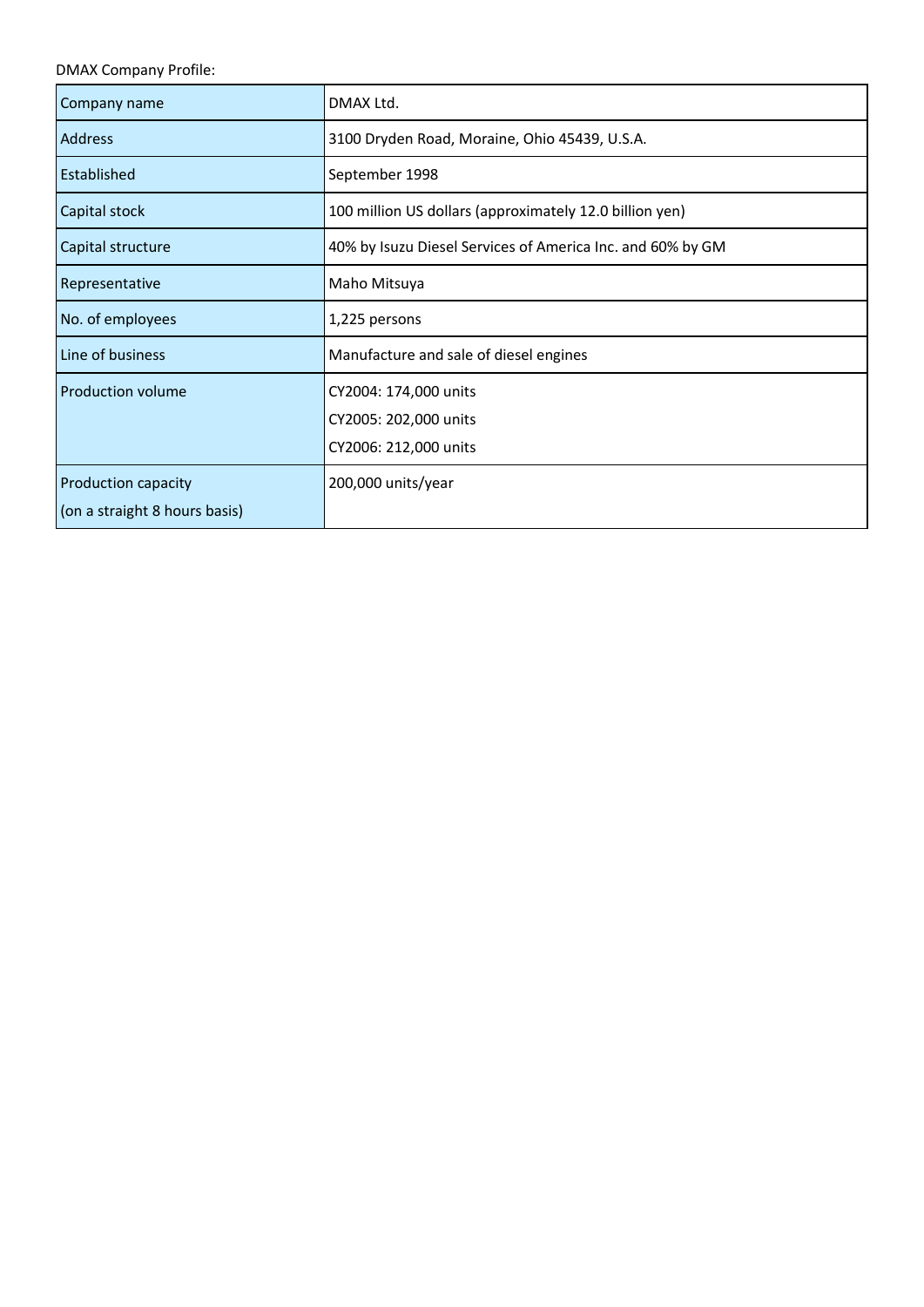DMAX Company Profile:

| | |
|---|---|
| Company name | DMAX Ltd. |
| Address | 3100 Dryden Road, Moraine, Ohio 45439, U.S.A. |
| Established | September 1998 |
| Capital stock | 100 million US dollars (approximately 12.0 billion yen) |
| Capital structure | 40% by Isuzu Diesel Services of America Inc. and 60% by GM |
| Representative | Maho Mitsuya |
| No. of employees | 1,225 persons |
| Line of business | Manufacture and sale of diesel engines |
| Production volume | CY2004: 174,000 units<br>CY2005: 202,000 units<br>CY2006: 212,000 units |
| Production capacity<br>(on a straight 8 hours basis) | 200,000 units/year |